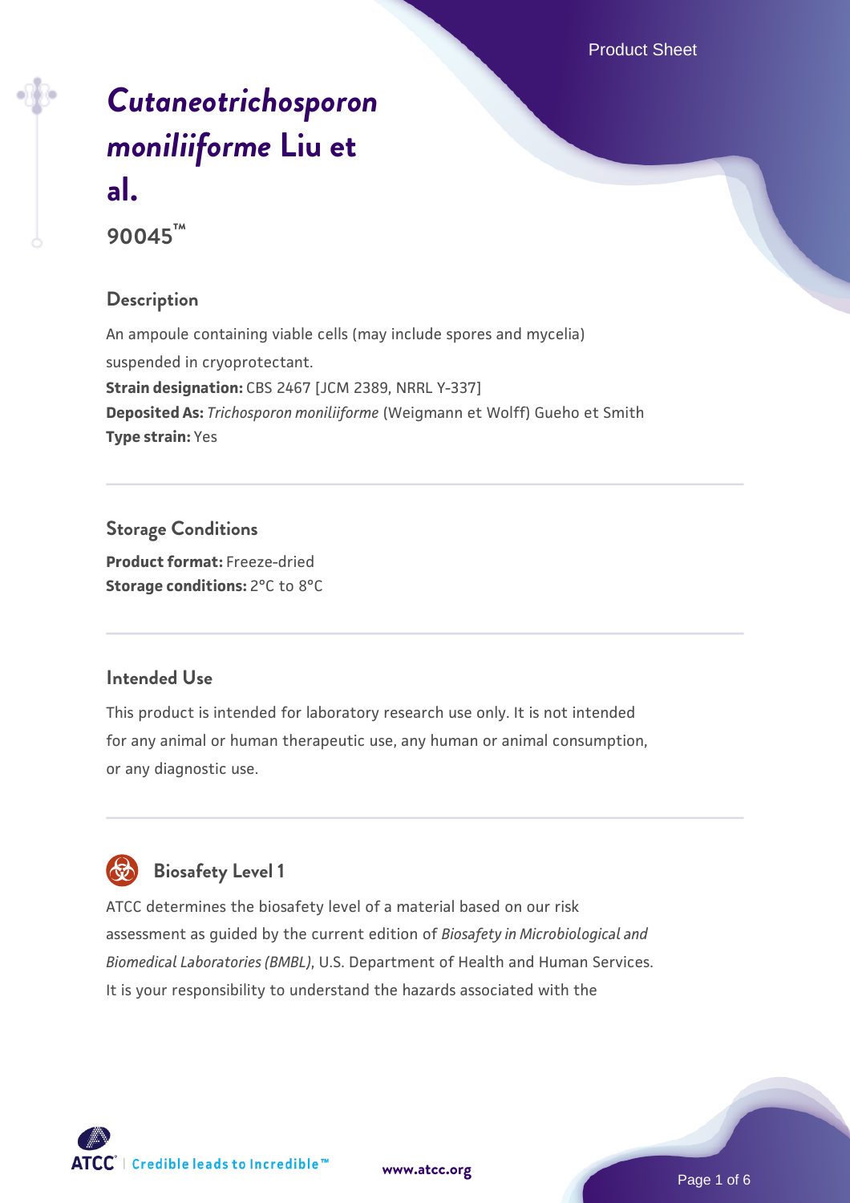# *Cutaneotrichosporon moniliiforme* Liu et al.

**90045™**

## Description

An ampoule containing viable cells (may include spores and mycelia) suspended in cryoprotectant.

**Strain designation:** CBS 2467 [JCM 2389, NRRL Y-337]

**Deposited As:** *Trichosporon moniliiforme* (Weigmann et Wolff) Gueho et Smith

**Type strain:** Yes

## Storage Conditions

**Product format:** Freeze-dried

**Storage conditions:** 2°C to 8°C

## Intended Use

This product is intended for laboratory research use only. It is not intended for any animal or human therapeutic use, any human or animal consumption, or any diagnostic use.

## Biosafety Level 1

ATCC determines the biosafety level of a material based on our risk assessment as guided by the current edition of *Biosafety in Microbiological and Biomedical Laboratories (BMBL)*, U.S. Department of Health and Human Services. It is your responsibility to understand the hazards associated with the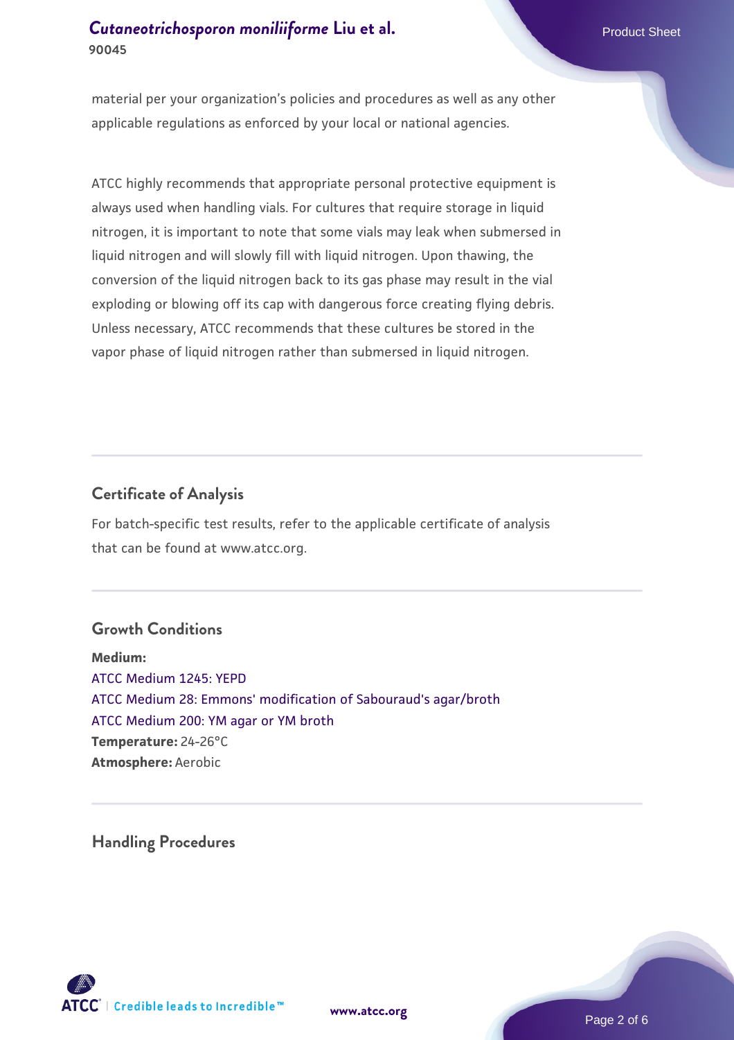material per your organization's policies and procedures as well as any other applicable regulations as enforced by your local or national agencies.

ATCC highly recommends that appropriate personal protective equipment is always used when handling vials. For cultures that require storage in liquid nitrogen, it is important to note that some vials may leak when submersed in liquid nitrogen and will slowly fill with liquid nitrogen. Upon thawing, the conversion of the liquid nitrogen back to its gas phase may result in the vial exploding or blowing off its cap with dangerous force creating flying debris. Unless necessary, ATCC recommends that these cultures be stored in the vapor phase of liquid nitrogen rather than submersed in liquid nitrogen.

## Certificate of Analysis

For batch-specific test results, refer to the applicable certificate of analysis that can be found at www.atcc.org.

## Growth Conditions

**Medium:**
ATCC Medium 1245: YEPD
ATCC Medium 28: Emmons' modification of Sabouraud's agar/broth
ATCC Medium 200: YM agar or YM broth
**Temperature:** 24-26°C
**Atmosphere:** Aerobic

## Handling Procedures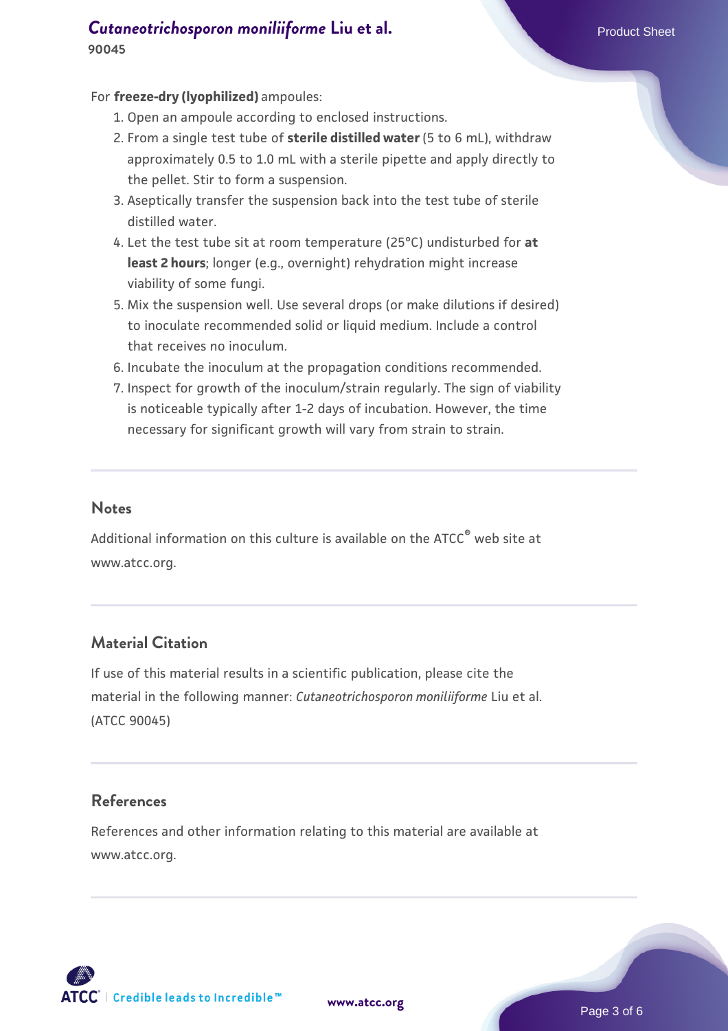For **freeze-dry (lyophilized)** ampoules:

1. Open an ampoule according to enclosed instructions.
2. From a single test tube of **sterile distilled water** (5 to 6 mL), withdraw approximately 0.5 to 1.0 mL with a sterile pipette and apply directly to the pellet. Stir to form a suspension.
3. Aseptically transfer the suspension back into the test tube of sterile distilled water.
4. Let the test tube sit at room temperature (25°C) undisturbed for **at least 2 hours**; longer (e.g., overnight) rehydration might increase viability of some fungi.
5. Mix the suspension well. Use several drops (or make dilutions if desired) to inoculate recommended solid or liquid medium. Include a control that receives no inoculum.
6. Incubate the inoculum at the propagation conditions recommended.
7. Inspect for growth of the inoculum/strain regularly. The sign of viability is noticeable typically after 1-2 days of incubation. However, the time necessary for significant growth will vary from strain to strain.

## Notes

Additional information on this culture is available on the ATCC® web site at www.atcc.org.

## Material Citation

If use of this material results in a scientific publication, please cite the material in the following manner: *Cutaneotrichosporon moniliiforme* Liu et al. (ATCC 90045)

## References

References and other information relating to this material are available at www.atcc.org.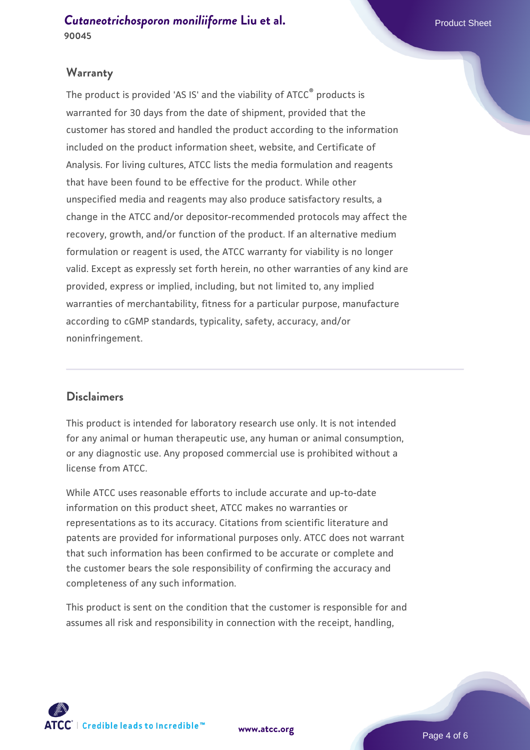## Warranty

The product is provided 'AS IS' and the viability of ATCC® products is warranted for 30 days from the date of shipment, provided that the customer has stored and handled the product according to the information included on the product information sheet, website, and Certificate of Analysis. For living cultures, ATCC lists the media formulation and reagents that have been found to be effective for the product. While other unspecified media and reagents may also produce satisfactory results, a change in the ATCC and/or depositor-recommended protocols may affect the recovery, growth, and/or function of the product. If an alternative medium formulation or reagent is used, the ATCC warranty for viability is no longer valid. Except as expressly set forth herein, no other warranties of any kind are provided, express or implied, including, but not limited to, any implied warranties of merchantability, fitness for a particular purpose, manufacture according to cGMP standards, typicality, safety, accuracy, and/or noninfringement.

## Disclaimers

This product is intended for laboratory research use only. It is not intended for any animal or human therapeutic use, any human or animal consumption, or any diagnostic use. Any proposed commercial use is prohibited without a license from ATCC.

While ATCC uses reasonable efforts to include accurate and up-to-date information on this product sheet, ATCC makes no warranties or representations as to its accuracy. Citations from scientific literature and patents are provided for informational purposes only. ATCC does not warrant that such information has been confirmed to be accurate or complete and the customer bears the sole responsibility of confirming the accuracy and completeness of any such information.

This product is sent on the condition that the customer is responsible for and assumes all risk and responsibility in connection with the receipt, handling,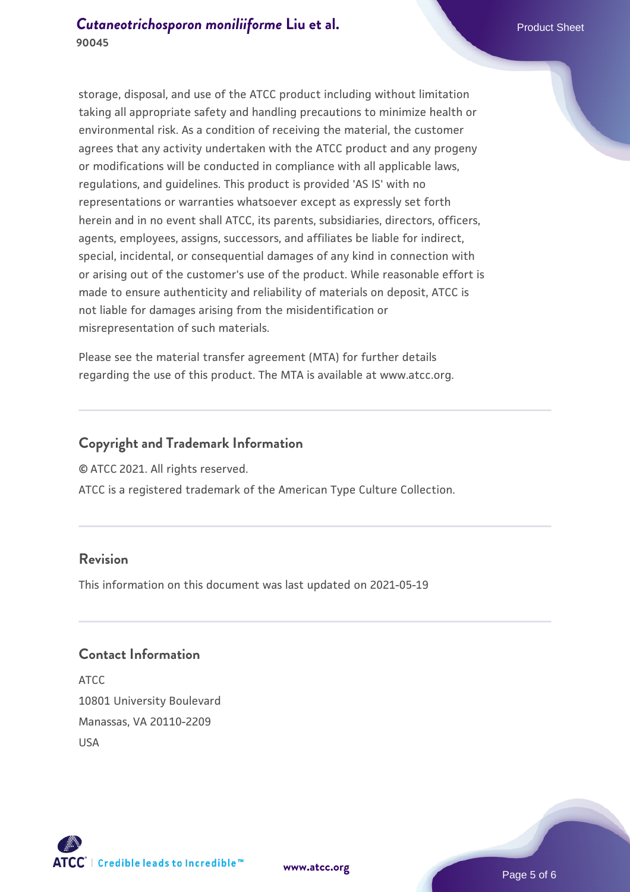storage, disposal, and use of the ATCC product including without limitation taking all appropriate safety and handling precautions to minimize health or environmental risk. As a condition of receiving the material, the customer agrees that any activity undertaken with the ATCC product and any progeny or modifications will be conducted in compliance with all applicable laws, regulations, and guidelines. This product is provided 'AS IS' with no representations or warranties whatsoever except as expressly set forth herein and in no event shall ATCC, its parents, subsidiaries, directors, officers, agents, employees, assigns, successors, and affiliates be liable for indirect, special, incidental, or consequential damages of any kind in connection with or arising out of the customer's use of the product. While reasonable effort is made to ensure authenticity and reliability of materials on deposit, ATCC is not liable for damages arising from the misidentification or misrepresentation of such materials.

Please see the material transfer agreement (MTA) for further details regarding the use of this product. The MTA is available at www.atcc.org.

## Copyright and Trademark Information

© ATCC 2021. All rights reserved.

ATCC is a registered trademark of the American Type Culture Collection.

## Revision

This information on this document was last updated on 2021-05-19

## Contact Information

ATCC
10801 University Boulevard
Manassas, VA 20110-2209
USA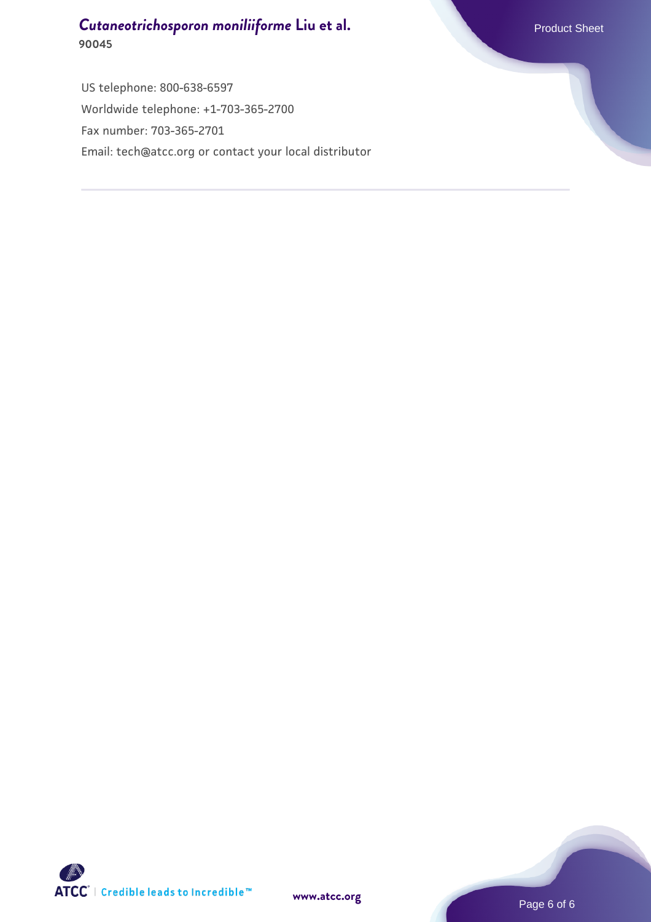US telephone: 800-638-6597

Worldwide telephone: +1-703-365-2700

Fax number: 703-365-2701

Email: tech@atcc.org or contact your local distributor